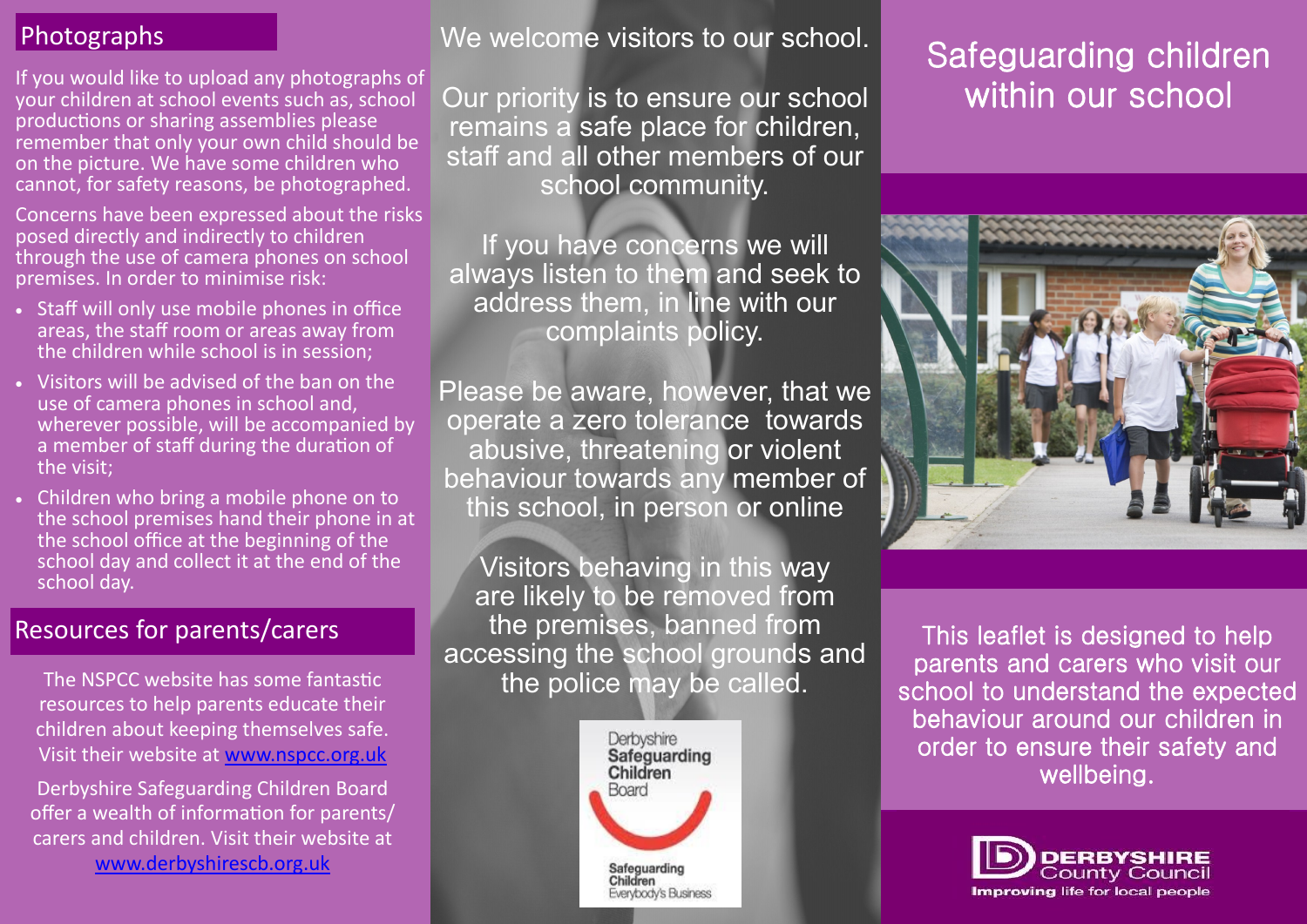## Photographs

If you would like to upload any photographs of your children at school events such as, school productions or sharing assemblies please remember that only your own child should be on the picture. We have some children who cannot, for safety reasons, be photographed.

Concerns have been expressed about the risks posed directly and indirectly to children through the use of camera phones on school premises. In order to minimise risk:

- Staff will only use mobile phones in office areas, the staff room or areas away from the children while school is in session;
- Visitors will be advised of the ban on the use of camera phones in school and, wherever possible, will be accompanied by a member of staff during the duration of the visit;
- Children who bring a mobile phone on to the school premises hand their phone in at the school office at the beginning of the school day and collect it at the end of the school day.

## Resources for parents/carers

The NSPCC website has some fantastic resources to help parents educate their children about keeping themselves safe. Visit their website at www.nspcc.org.uk

Derbyshire Safeguarding Children Board offer a wealth of information for parents/ carers and children. Visit their website at www.derbyshirescb.org.uk

We welcome visitors to our school.

Our priority is to ensure our school remains a safe place for children, staff and all other members of our school community.

If you have concerns we will always listen to them and seek to address them, in line with our complaints policy.

Please be aware, however, that we operate a zero tolerance towards abusive, threatening or violent behaviour towards any member of this school, in person or online

Visitors behaving in this way are likely to be removed from the premises, banned from accessing the school grounds and the police may be called.

Derbyshire Safeguarding Children Board

Safeguarding Children Everybody's Business

# Safeguarding children within our school

This leaflet is designed to help parents and carers who visit our school to understand the expected behaviour around our children in order to ensure their safety and wellbeing.

DERBYSHIRE County Council

Improving life for local people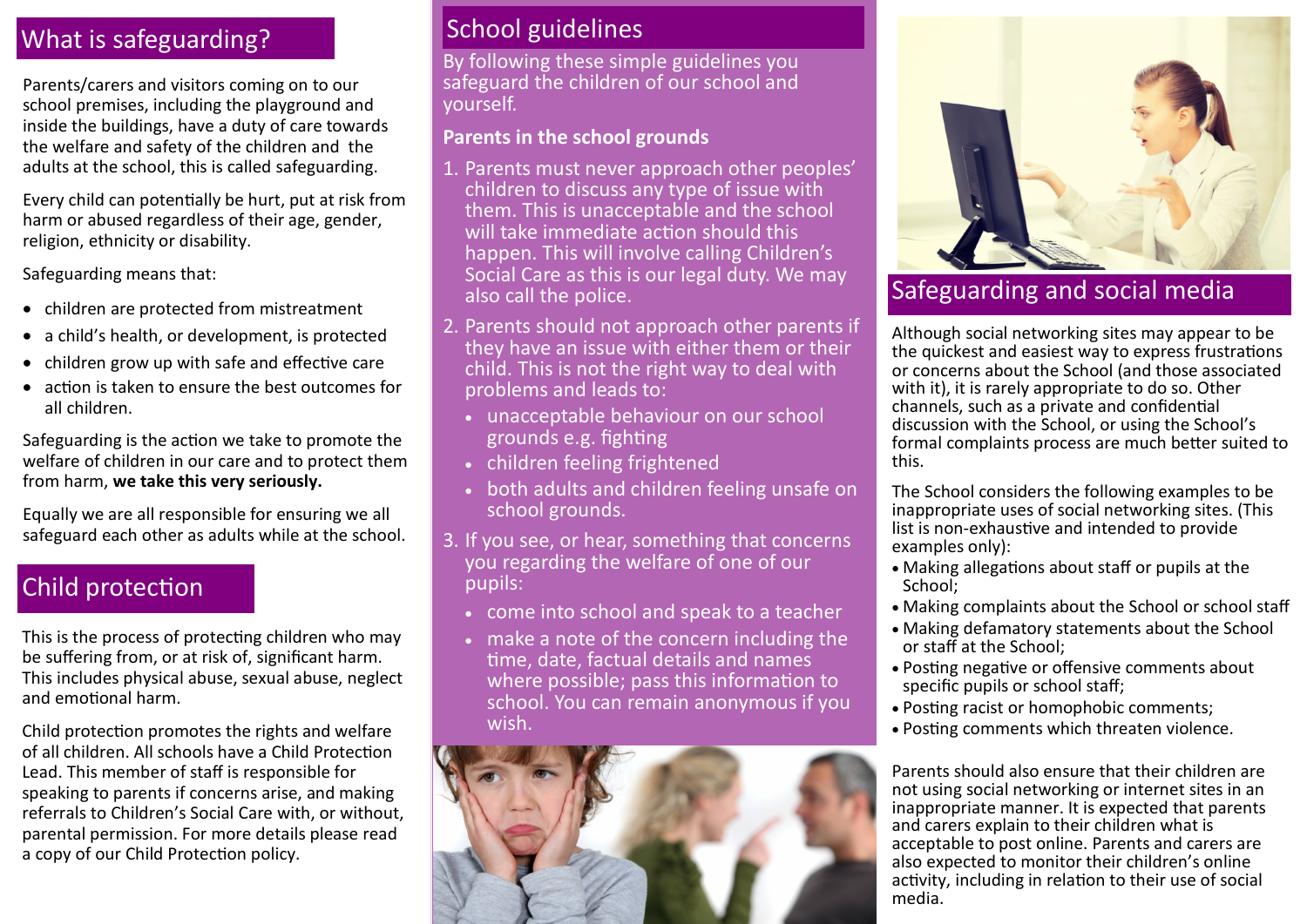## What is safeguarding?

Parents/carers and visitors coming on to our school premises, including the playground and inside the buildings, have a duty of care towards the welfare and safety of the children and the adults at the school, this is called safeguarding.

Every child can potentially be hurt, put at risk from harm or abused regardless of their age, gender, religion, ethnicity or disability.

Safeguarding means that:

- children are protected from mistreatment
- a child's health, or development, is protected
- children grow up with safe and effective care
- action is taken to ensure the best outcomes for all children.

Safeguarding is the action we take to promote the welfare of children in our care and to protect them from harm, **we take this very seriously.**

Equally we are all responsible for ensuring we all safeguard each other as adults while at the school.

## Child protection

This is the process of protecting children who may be suffering from, or at risk of, significant harm. This includes physical abuse, sexual abuse, neglect and emotional harm.

Child protection promotes the rights and welfare of all children. All schools have a Child Protection Lead. This member of staff is responsible for speaking to parents if concerns arise, and making referrals to Children's Social Care with, or without, parental permission. For more details please read a copy of our Child Protection policy.

## School guidelines

By following these simple guidelines you safeguard the children of our school and yourself.

**Parents in the school grounds**

1. Parents must never approach other peoples' children to discuss any type of issue with them. This is unacceptable and the school will take immediate action should this happen. This will involve calling Children's Social Care as this is our legal duty. We may also call the police.
2. Parents should not approach other parents if they have an issue with either them or their child. This is not the right way to deal with problems and leads to:
   - unacceptable behaviour on our school grounds e.g. fighting
   - children feeling frightened
   - both adults and children feeling unsafe on school grounds.
3. If you see, or hear, something that concerns you regarding the welfare of one of our pupils:
   - come into school and speak to a teacher
   - make a note of the concern including the time, date, factual details and names where possible; pass this information to school. You can remain anonymous if you wish.

## Safeguarding and social media

Although social networking sites may appear to be the quickest and easiest way to express frustrations or concerns about the School (and those associated with it), it is rarely appropriate to do so. Other channels, such as a private and confidential discussion with the School, or using the School's formal complaints process are much better suited to this.

The School considers the following examples to be inappropriate uses of social networking sites. (This list is non-exhaustive and intended to provide examples only):

- Making allegations about staff or pupils at the School;
- Making complaints about the School or school staff
- Making defamatory statements about the School or staff at the School;
- Posting negative or offensive comments about specific pupils or school staff;
- Posting racist or homophobic comments;
- Posting comments which threaten violence.

Parents should also ensure that their children are not using social networking or internet sites in an inappropriate manner. It is expected that parents and carers explain to their children what is acceptable to post online. Parents and carers are also expected to monitor their children's online activity, including in relation to their use of social media.